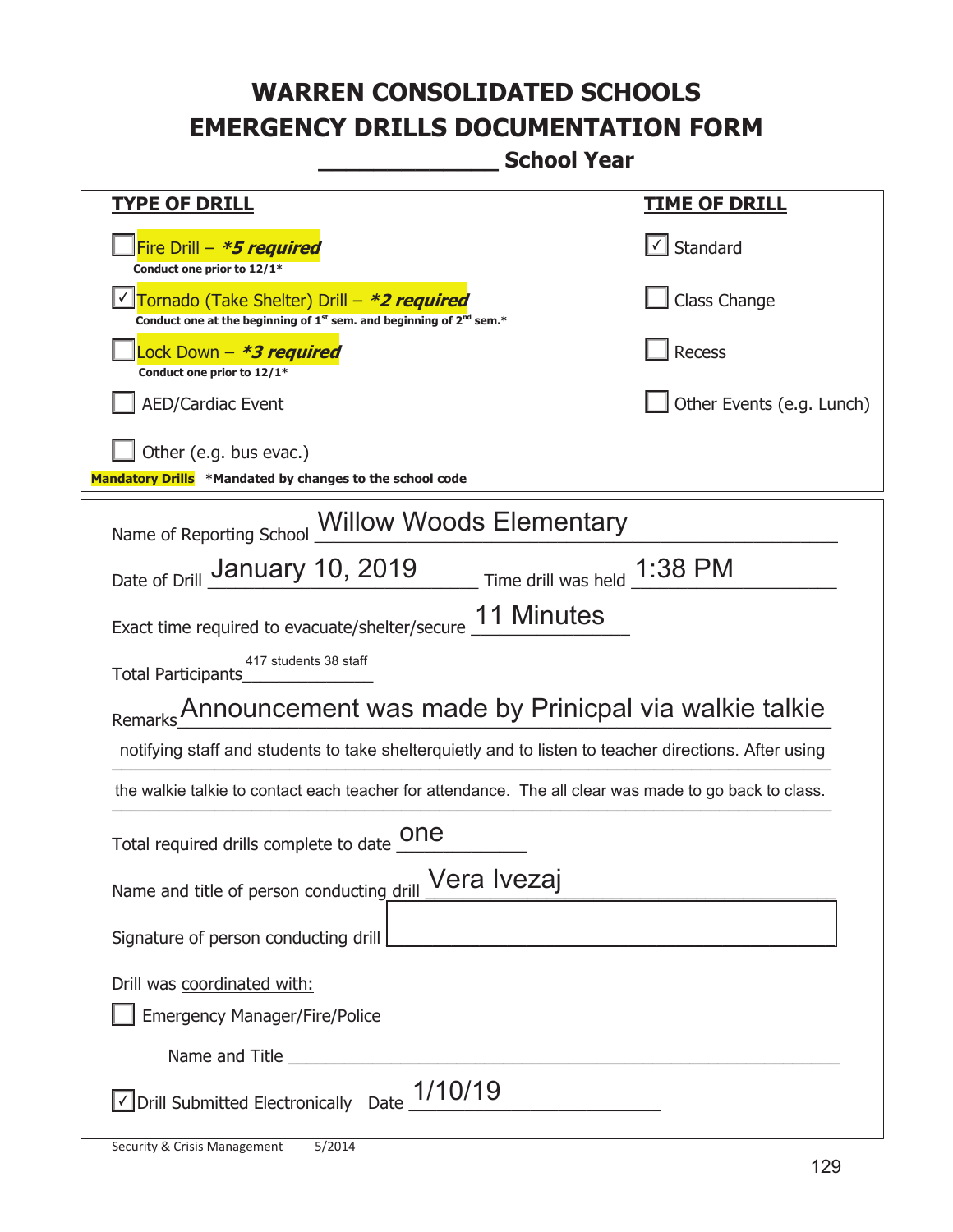# WARREN CONSOLIDATED SCHOOLS
# EMERGENCY DRILLS DOCUMENTATION FORM

**______________ School Year**

| **TYPE OF DRILL** | **TIME OF DRILL** |
|---|---|
| ☐ Fire Drill – ***5 required*** <br> **Conduct one prior to 12/1*** | ☑ Standard |
| ☑ Tornado (Take Shelter) Drill – ***2 required*** <br> **Conduct one at the beginning of 1st sem. and beginning of 2nd sem.*** | ☐ Class Change |
| ☐ Lock Down – ***3 required*** <br> **Conduct one prior to 12/1*** | ☐ Recess |
| ☐ AED/Cardiac Event | ☐ Other Events (e.g. Lunch) |
| ☐ Other (e.g. bus evac.) | |

**Mandatory Drills** ***Mandated by changes to the school code**

Name of Reporting School: Willow Woods Elementary

Date of Drill: January 10, 2019 Time drill was held: 1:38 PM

Exact time required to evacuate/shelter/secure: 11 Minutes

Total Participants: 417 students 38 staff

Remarks: Announcement was made by Prinicpal via walkie talkie notifying staff and students to take shelterquietly and to listen to teacher directions. After using the walkie talkie to contact each teacher for attendance. The all clear was made to go back to class.

Total required drills complete to date: one

Name and title of person conducting drill: Vera Ivezaj

Signature of person conducting drill: ______________________

Drill was coordinated with:

☐ Emergency Manager/Fire/Police

Name and Title ______________________

☑ Drill Submitted Electronically Date: 1/10/19

Security & Crisis Management 5/2014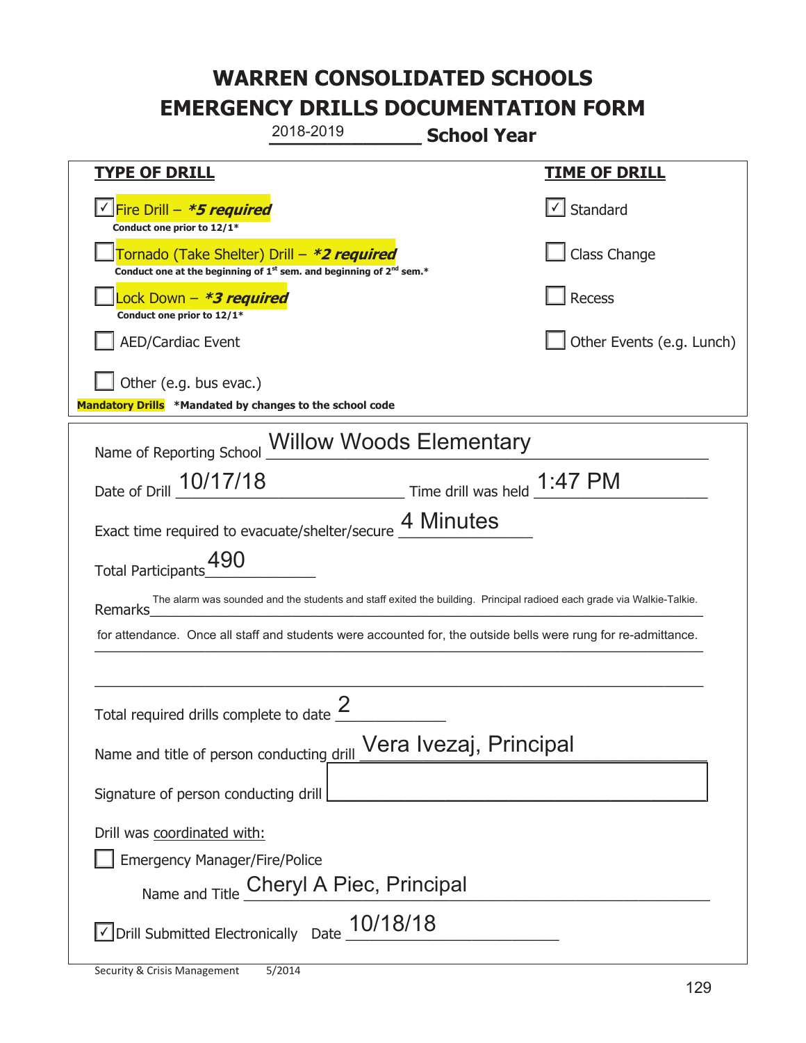# WARREN CONSOLIDATED SCHOOLS
# EMERGENCY DRILLS DOCUMENTATION FORM

2018-2019 **School Year**

| **TYPE OF DRILL** | **TIME OF DRILL** |
|---|---|
| ☑ Fire Drill – ***5 required*** <br> **Conduct one prior to 12/1*** | ☑ Standard |
| ☐ Tornado (Take Shelter) Drill – ***2 required*** <br> **Conduct one at the beginning of 1st sem. and beginning of 2nd sem.*** | ☐ Class Change |
| ☐ Lock Down – ***3 required*** <br> **Conduct one prior to 12/1*** | ☐ Recess |
| ☐ AED/Cardiac Event | ☐ Other Events (e.g. Lunch) |
| ☐ Other (e.g. bus evac.) | |

**Mandatory Drills** ***Mandated by changes to the school code**

Name of Reporting School: Willow Woods Elementary

Date of Drill: 10/17/18 Time drill was held: 1:47 PM

Exact time required to evacuate/shelter/secure: 4 Minutes

Total Participants: 490

Remarks: The alarm was sounded and the students and staff exited the building. Principal radioed each grade via Walkie-Talkie. for attendance. Once all staff and students were accounted for, the outside bells were rung for re-admittance.

Total required drills complete to date: 2

Name and title of person conducting drill: Vera Ivezaj, Principal

Signature of person conducting drill:

Drill was coordinated with:

☐ Emergency Manager/Fire/Police

Name and Title: Cheryl A Piec, Principal

☑ Drill Submitted Electronically Date: 10/18/18

Security & Crisis Management 5/2014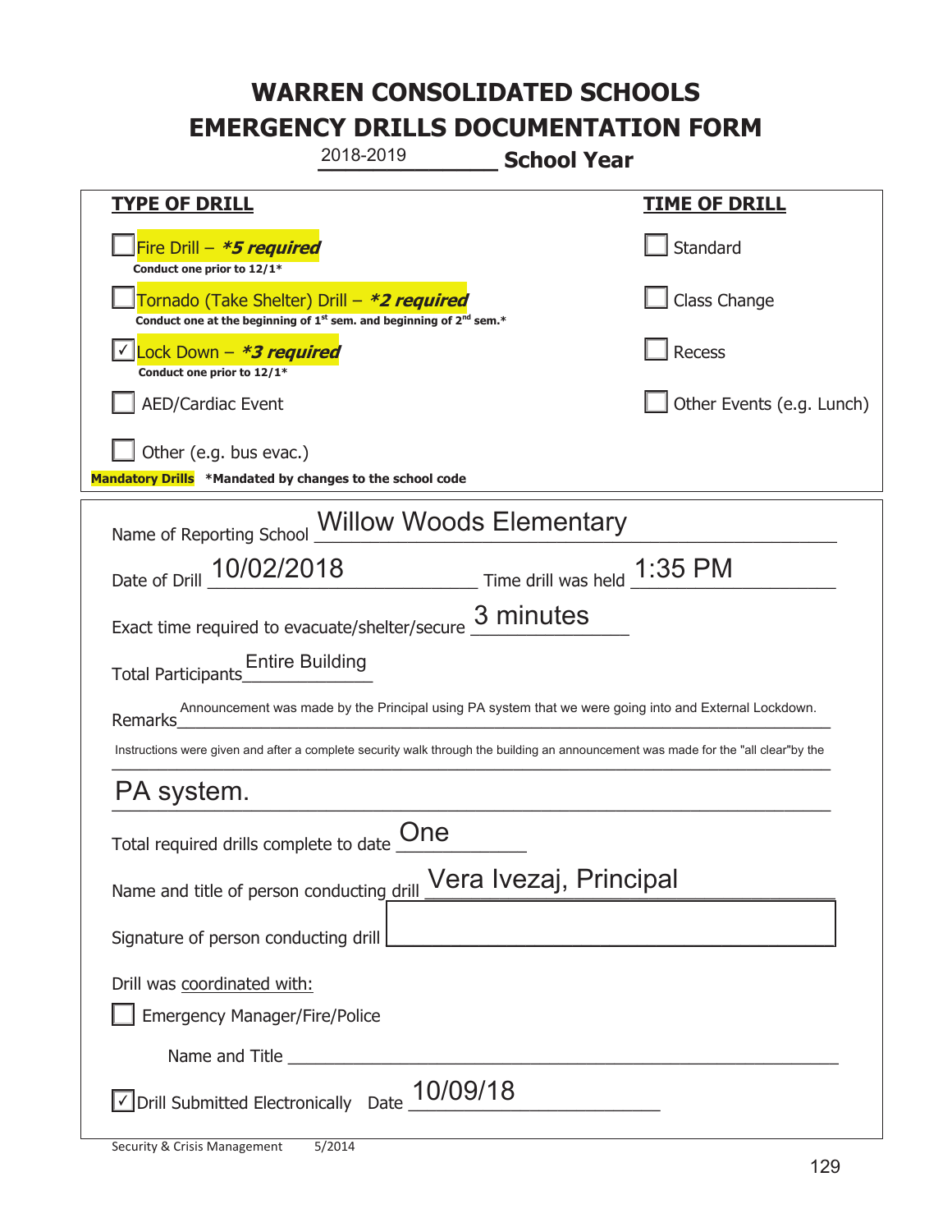# WARREN CONSOLIDATED SCHOOLS
# EMERGENCY DRILLS DOCUMENTATION FORM

2018-2019 **School Year**

| **TYPE OF DRILL** | **TIME OF DRILL** |
|---|---|
| ☐ Fire Drill – ***\*5 required*** <br> **Conduct one prior to 12/1\*** | ☐ Standard |
| ☐ Tornado (Take Shelter) Drill – ***\*2 required*** <br> **Conduct one at the beginning of 1st sem. and beginning of 2nd sem.\*** | ☐ Class Change |
| ☑ Lock Down – ***\*3 required*** <br> **Conduct one prior to 12/1\*** | ☐ Recess |
| ☐ AED/Cardiac Event | ☐ Other Events (e.g. Lunch) |
| ☐ Other (e.g. bus evac.) | |

**Mandatory Drills** **\*Mandated by changes to the school code**

Name of Reporting School: Willow Woods Elementary

Date of Drill: 10/02/2018 Time drill was held: 1:35 PM

Exact time required to evacuate/shelter/secure: 3 minutes

Total Participants: Entire Building

Remarks: Announcement was made by the Principal using PA system that we were going into and External Lockdown. Instructions were given and after a complete security walk through the building an announcement was made for the "all clear"by the PA system.

Total required drills complete to date: One

Name and title of person conducting drill: Vera Ivezaj, Principal

Signature of person conducting drill: 

Drill was coordinated with:

☐ Emergency Manager/Fire/Police

Name and Title: 

☑ Drill Submitted Electronically Date: 10/09/18

Security & Crisis Management 5/2014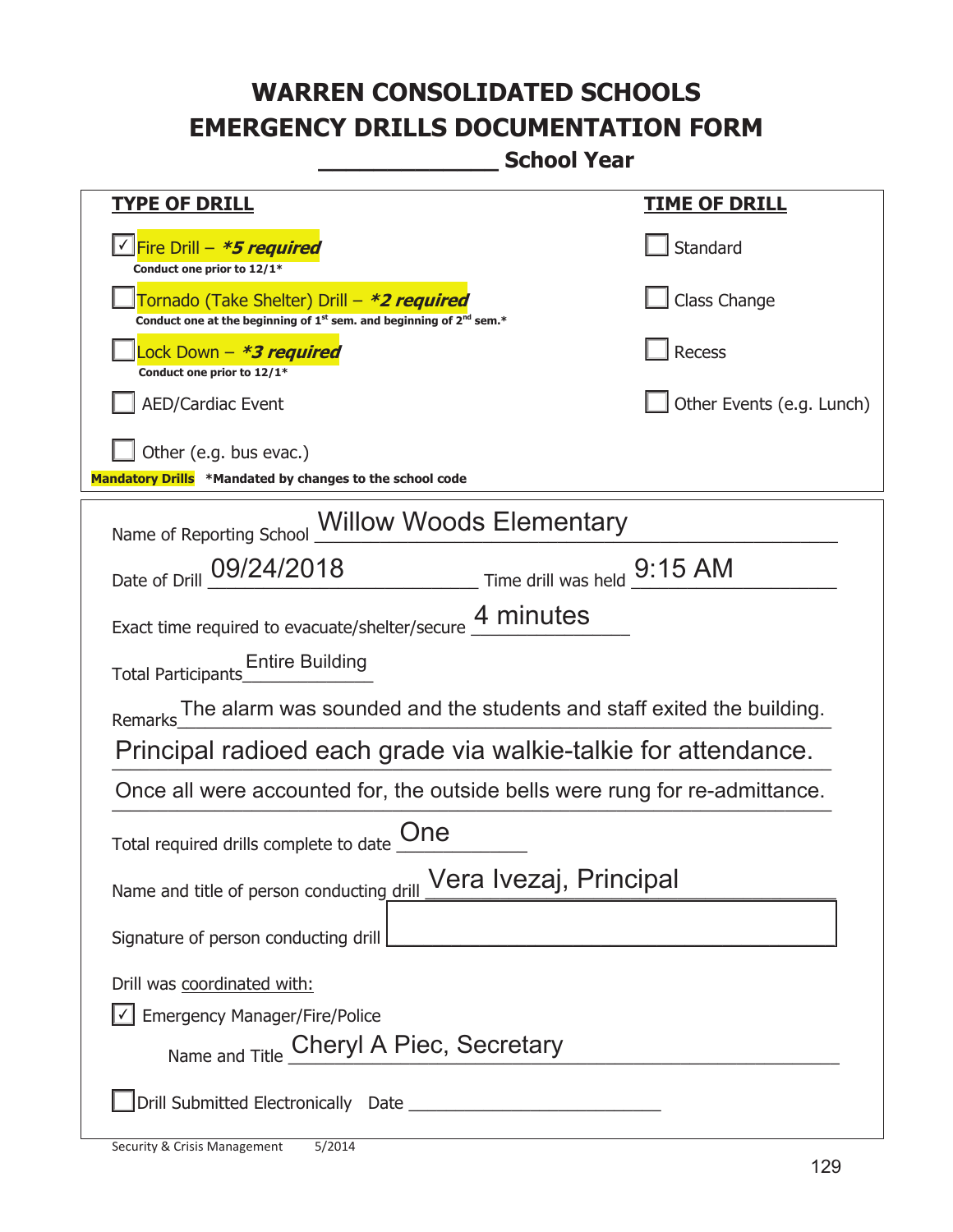# WARREN CONSOLIDATED SCHOOLS
# EMERGENCY DRILLS DOCUMENTATION FORM
## ______________ School Year

| TYPE OF DRILL | TIME OF DRILL |
|---|---|
| ☑ Fire Drill – ***5 required*** <br> **Conduct one prior to 12/1*** | ☐ Standard |
| ☐ Tornado (Take Shelter) Drill – ***2 required*** <br> **Conduct one at the beginning of 1st sem. and beginning of 2nd sem.*** | ☐ Class Change |
| ☐ Lock Down – ***3 required*** <br> **Conduct one prior to 12/1*** | ☐ Recess |
| ☐ AED/Cardiac Event | ☐ Other Events (e.g. Lunch) |
| ☐ Other (e.g. bus evac.) | |

**Mandatory Drills** ***Mandated by changes to the school code**

Name of Reporting School: Willow Woods Elementary

Date of Drill: 09/24/2018 Time drill was held: 9:15 AM

Exact time required to evacuate/shelter/secure: 4 minutes

Total Participants: Entire Building

Remarks: The alarm was sounded and the students and staff exited the building. Principal radioed each grade via walkie-talkie for attendance. Once all were accounted for, the outside bells were rung for re-admittance.

Total required drills complete to date: One

Name and title of person conducting drill: Vera Ivezaj, Principal

Signature of person conducting drill: ______________________

Drill was coordinated with:

☑ Emergency Manager/Fire/Police

Name and Title: Cheryl A Piec, Secretary

☐ Drill Submitted Electronically Date ______________________

Security & Crisis Management 5/2014